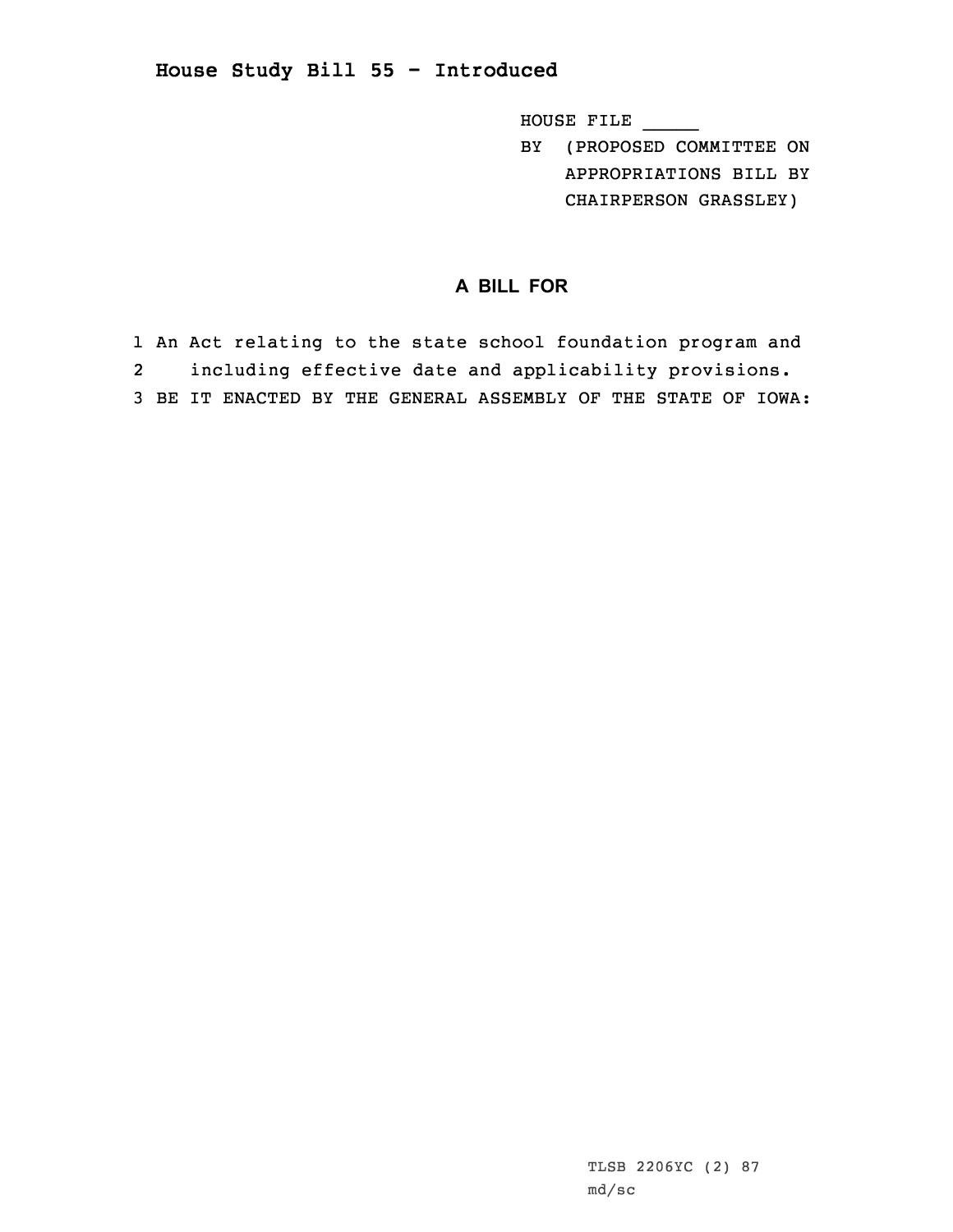# House Study Bill 55 - Introduced

HOUSE FILE _____

BY (PROPOSED COMMITTEE ON APPROPRIATIONS BILL BY CHAIRPERSON GRASSLEY)

## A BILL FOR

1 An Act relating to the state school foundation program and
2 including effective date and applicability provisions.
3 BE IT ENACTED BY THE GENERAL ASSEMBLY OF THE STATE OF IOWA:

TLSB 2206YC (2) 87
md/sc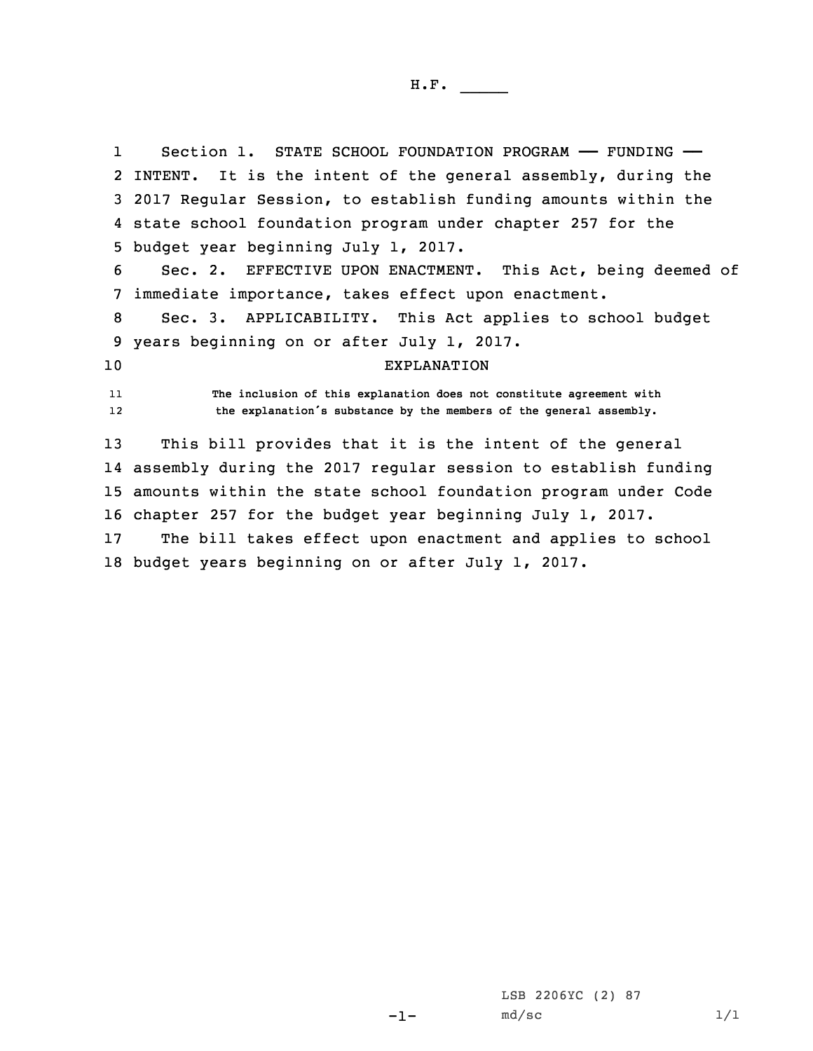H.F. _____

Section 1. STATE SCHOOL FOUNDATION PROGRAM —— FUNDING —— INTENT. It is the intent of the general assembly, during the 2017 Regular Session, to establish funding amounts within the state school foundation program under chapter 257 for the budget year beginning July 1, 2017.

Sec. 2. EFFECTIVE UPON ENACTMENT. This Act, being deemed of immediate importance, takes effect upon enactment.

Sec. 3. APPLICABILITY. This Act applies to school budget years beginning on or after July 1, 2017.

EXPLANATION

The inclusion of this explanation does not constitute agreement with the explanation's substance by the members of the general assembly.

This bill provides that it is the intent of the general assembly during the 2017 regular session to establish funding amounts within the state school foundation program under Code chapter 257 for the budget year beginning July 1, 2017.

The bill takes effect upon enactment and applies to school budget years beginning on or after July 1, 2017.

LSB 2206YC (2) 87
md/sc